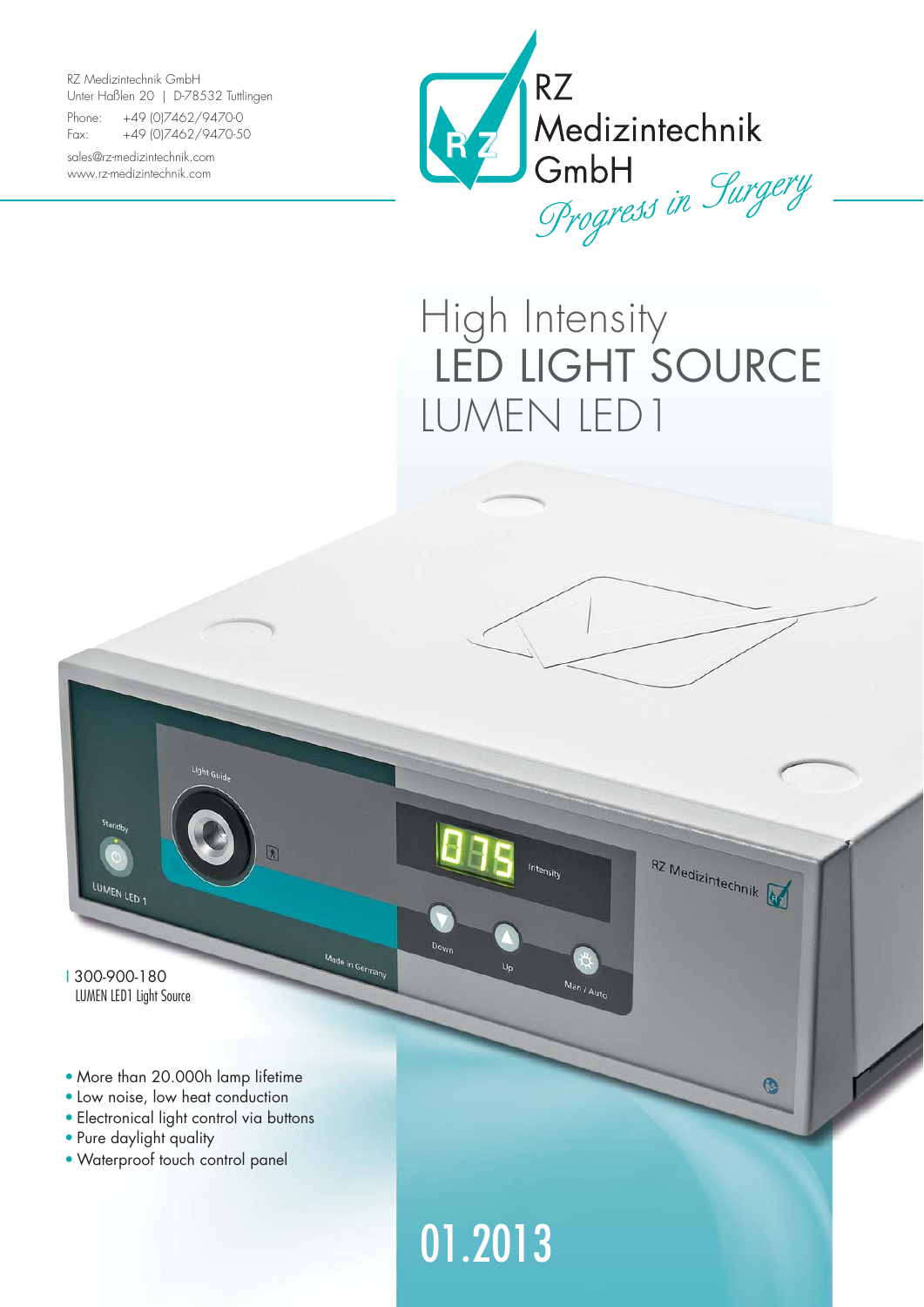RZ Medizintechnik GmbH
Unter Haßlen 20 | D-78532 Tuttlingen

Phone: +49 (0)7462/9470-0
Fax: +49 (0)7462/9470-50

sales@rz-medizintechnik.com
www.rz-medizintechnik.com

RZ Medizintechnik GmbH
*Progress in Surgery*

# High Intensity LED LIGHT SOURCE LUMEN LED1

| 300-900-180
LUMEN LED1 Light Source

- More than 20.000h lamp lifetime
- Low noise, low heat conduction
- Electronical light control via buttons
- Pure daylight quality
- Waterproof touch control panel

01.2013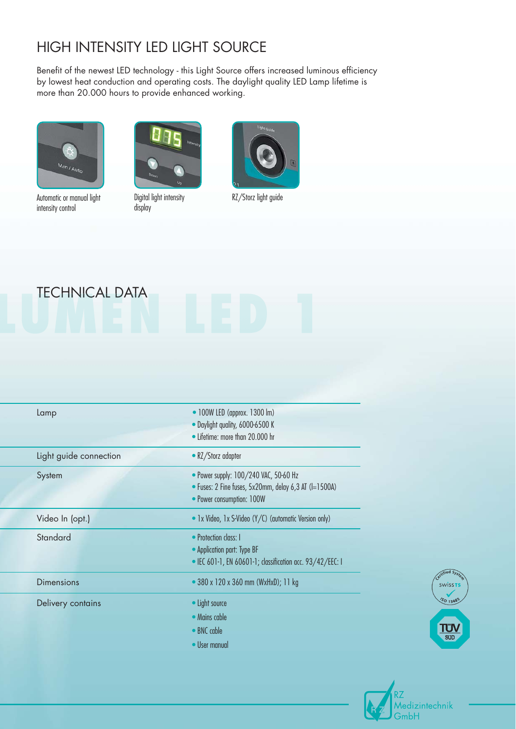# HIGH INTENSITY LED LIGHT SOURCE

Benefit of the newest LED technology - this Light Source offers increased luminous efficiency by lowest heat conduction and operating costs. The daylight quality LED Lamp lifetime is more than 20.000 hours to provide enhanced working.

Automatic or manual light intensity control

Digital light intensity display

RZ/Storz light guide

# TECHNICAL DATA

LUMEN LED 1

| | |
|---|---|
| Lamp | • 100W LED (approx. 1300 lm)<br>• Daylight quality, 6000-6500 K<br>• Lifetime: more than 20.000 hr |
| Light guide connection | • RZ/Storz adapter |
| System | • Power supply: 100/240 VAC, 50-60 Hz<br>• Fuses: 2 Fine fuses, 5x20mm, delay 6,3 AT (I=1500A)<br>• Power consumption: 100W |
| Video In (opt.) | • 1x Video, 1x S-Video (Y/C) (automatic Version only) |
| Standard | • Protection class: I<br>• Application part: Type BF<br>• IEC 601-1, EN 60601-1; classification acc. 93/42/EEC: I |
| Dimensions | • 380 x 120 x 360 mm (WxHxD); 11 kg |
| Delivery contains | • Light source<br>• Mains cable<br>• BNC cable<br>• User manual |

Certified System swissTS ISO 13485

TÜV SÜD

RZ Medizintechnik GmbH